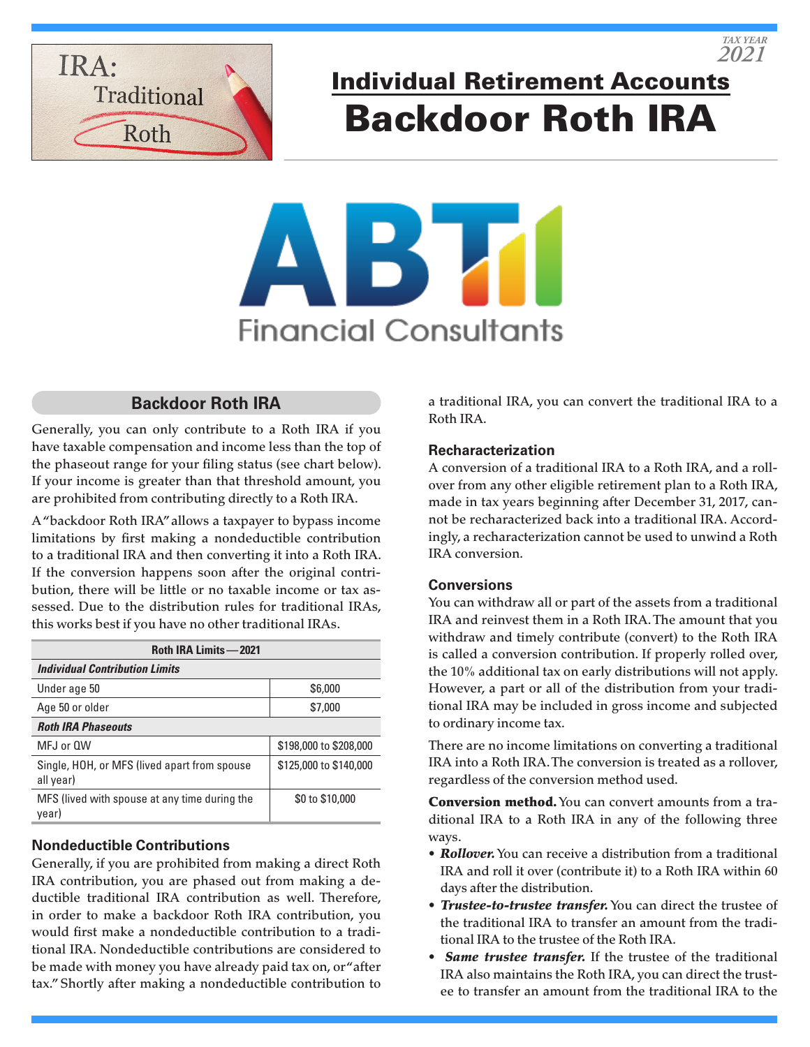TAX YEAR 2021

# Individual Retirement Accounts

# Backdoor Roth IRA

ABT Financial Consultants

## Backdoor Roth IRA

Generally, you can only contribute to a Roth IRA if you have taxable compensation and income less than the top of the phaseout range for your filing status (see chart below). If your income is greater than that threshold amount, you are prohibited from contributing directly to a Roth IRA.

A "backdoor Roth IRA" allows a taxpayer to bypass income limitations by first making a nondeductible contribution to a traditional IRA and then converting it into a Roth IRA. If the conversion happens soon after the original contribution, there will be little or no taxable income or tax assessed. Due to the distribution rules for traditional IRAs, this works best if you have no other traditional IRAs.

| Roth IRA Limits—2021 | |
|---|---|
| ***Individual Contribution Limits*** | |
| Under age 50 | $6,000 |
| Age 50 or older | $7,000 |
| ***Roth IRA Phaseouts*** | |
| MFJ or QW | $198,000 to $208,000 |
| Single, HOH, or MFS (lived apart from spouse all year) | $125,000 to $140,000 |
| MFS (lived with spouse at any time during the year) | $0 to $10,000 |

### Nondeductible Contributions

Generally, if you are prohibited from making a direct Roth IRA contribution, you are phased out from making a deductible traditional IRA contribution as well. Therefore, in order to make a backdoor Roth IRA contribution, you would first make a nondeductible contribution to a traditional IRA. Nondeductible contributions are considered to be made with money you have already paid tax on, or "after tax." Shortly after making a nondeductible contribution to a traditional IRA, you can convert the traditional IRA to a Roth IRA.

### Recharacterization

A conversion of a traditional IRA to a Roth IRA, and a rollover from any other eligible retirement plan to a Roth IRA, made in tax years beginning after December 31, 2017, cannot be recharacterized back into a traditional IRA. Accordingly, a recharacterization cannot be used to unwind a Roth IRA conversion.

### Conversions

You can withdraw all or part of the assets from a traditional IRA and reinvest them in a Roth IRA. The amount that you withdraw and timely contribute (convert) to the Roth IRA is called a conversion contribution. If properly rolled over, the 10% additional tax on early distributions will not apply. However, a part or all of the distribution from your traditional IRA may be included in gross income and subjected to ordinary income tax.

There are no income limitations on converting a traditional IRA into a Roth IRA. The conversion is treated as a rollover, regardless of the conversion method used.

**Conversion method.** You can convert amounts from a traditional IRA to a Roth IRA in any of the following three ways.

- ***Rollover.*** You can receive a distribution from a traditional IRA and roll it over (contribute it) to a Roth IRA within 60 days after the distribution.
- ***Trustee-to-trustee transfer.*** You can direct the trustee of the traditional IRA to transfer an amount from the traditional IRA to the trustee of the Roth IRA.
- ***Same trustee transfer.*** If the trustee of the traditional IRA also maintains the Roth IRA, you can direct the trustee to transfer an amount from the traditional IRA to the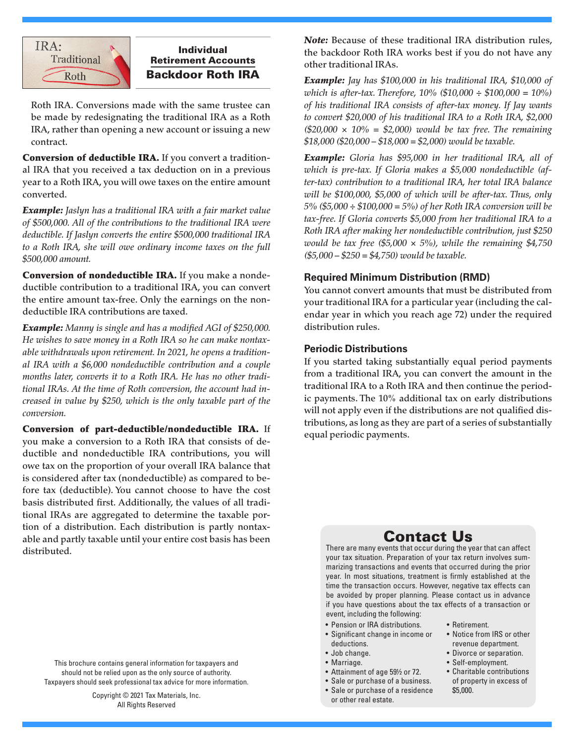Roth IRA. Conversions made with the same trustee can be made by redesignating the traditional IRA as a Roth IRA, rather than opening a new account or issuing a new contract.

**Conversion of deductible IRA.** If you convert a traditional IRA that you received a tax deduction on in a previous year to a Roth IRA, you will owe taxes on the entire amount converted.

***Example:*** *Jaslyn has a traditional IRA with a fair market value of $500,000. All of the contributions to the traditional IRA were deductible. If Jaslyn converts the entire $500,000 traditional IRA to a Roth IRA, she will owe ordinary income taxes on the full $500,000 amount.*

**Conversion of nondeductible IRA.** If you make a nondeductible contribution to a traditional IRA, you can convert the entire amount tax-free. Only the earnings on the nondeductible IRA contributions are taxed.

***Example:*** *Manny is single and has a modified AGI of $250,000. He wishes to save money in a Roth IRA so he can make nontaxable withdrawals upon retirement. In 2021, he opens a traditional IRA with a $6,000 nondeductible contribution and a couple months later, converts it to a Roth IRA. He has no other traditional IRAs. At the time of Roth conversion, the account had increased in value by $250, which is the only taxable part of the conversion.*

**Conversion of part-deductible/nondeductible IRA.** If you make a conversion to a Roth IRA that consists of deductible and nondeductible IRA contributions, you will owe tax on the proportion of your overall IRA balance that is considered after tax (nondeductible) as compared to before tax (deductible). You cannot choose to have the cost basis distributed first. Additionally, the values of all traditional IRAs are aggregated to determine the taxable portion of a distribution. Each distribution is partly nontaxable and partly taxable until your entire cost basis has been distributed.

***Note:*** Because of these traditional IRA distribution rules, the backdoor Roth IRA works best if you do not have any other traditional IRAs.

***Example:*** *Jay has $100,000 in his traditional IRA, $10,000 of which is after-tax. Therefore, 10% ($10,000 ÷ $100,000 = 10%) of his traditional IRA consists of after-tax money. If Jay wants to convert $20,000 of his traditional IRA to a Roth IRA, $2,000 ($20,000 × 10% = $2,000) would be tax free. The remaining $18,000 ($20,000 – $18,000 = $2,000) would be taxable.*

***Example:*** *Gloria has $95,000 in her traditional IRA, all of which is pre-tax. If Gloria makes a $5,000 nondeductible (after-tax) contribution to a traditional IRA, her total IRA balance will be $100,000, $5,000 of which will be after-tax. Thus, only 5% ($5,000 ÷ $100,000 = 5%) of her Roth IRA conversion will be tax-free. If Gloria converts $5,000 from her traditional IRA to a Roth IRA after making her nondeductible contribution, just $250 would be tax free ($5,000 × 5%), while the remaining $4,750 ($5,000 – $250 = $4,750) would be taxable.*

## Required Minimum Distribution (RMD)

You cannot convert amounts that must be distributed from your traditional IRA for a particular year (including the calendar year in which you reach age 72) under the required distribution rules.

## Periodic Distributions

If you started taking substantially equal period payments from a traditional IRA, you can convert the amount in the traditional IRA to a Roth IRA and then continue the periodic payments. The 10% additional tax on early distributions will not apply even if the distributions are not qualified distributions, as long as they are part of a series of substantially equal periodic payments.

## Contact Us

There are many events that occur during the year that can affect your tax situation. Preparation of your tax return involves summarizing transactions and events that occurred during the prior year. In most situations, treatment is firmly established at the time the transaction occurs. However, negative tax effects can be avoided by proper planning. Please contact us in advance if you have questions about the tax effects of a transaction or event, including the following:

- Pension or IRA distributions.
- Significant change in income or deductions.
- Job change.
- Marriage.
- Attainment of age 59½ or 72.
- Sale or purchase of a business.
- Sale or purchase of a residence or other real estate.
- Retirement.
- Notice from IRS or other revenue department.
- Divorce or separation.
- Self-employment.
- Charitable contributions of property in excess of $5,000.

This brochure contains general information for taxpayers and should not be relied upon as the only source of authority. Taxpayers should seek professional tax advice for more information.

Copyright © 2021 Tax Materials, Inc.
All Rights Reserved